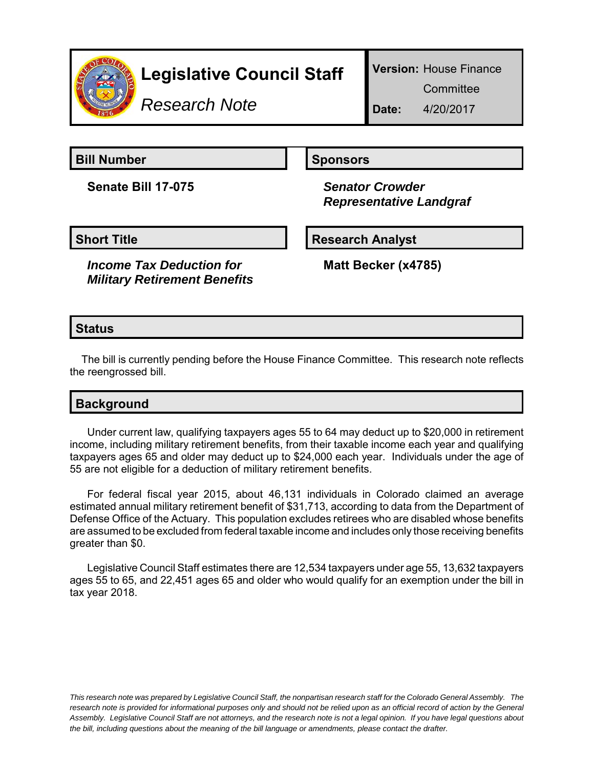# Legislative Council Staff

*Research Note*

**Version:** House Finance Committee

**Date:** 4/20/2017

## Bill Number

**Senate Bill 17-075**

## Sponsors

***Senator Crowder***
***Representative Landgraf***

## Short Title

***Income Tax Deduction for Military Retirement Benefits***

## Research Analyst

**Matt Becker (x4785)**

## Status

The bill is currently pending before the House Finance Committee. This research note reflects the reengrossed bill.

## Background

Under current law, qualifying taxpayers ages 55 to 64 may deduct up to $20,000 in retirement income, including military retirement benefits, from their taxable income each year and qualifying taxpayers ages 65 and older may deduct up to $24,000 each year. Individuals under the age of 55 are not eligible for a deduction of military retirement benefits.

For federal fiscal year 2015, about 46,131 individuals in Colorado claimed an average estimated annual military retirement benefit of $31,713, according to data from the Department of Defense Office of the Actuary. This population excludes retirees who are disabled whose benefits are assumed to be excluded from federal taxable income and includes only those receiving benefits greater than $0.

Legislative Council Staff estimates there are 12,534 taxpayers under age 55, 13,632 taxpayers ages 55 to 65, and 22,451 ages 65 and older who would qualify for an exemption under the bill in tax year 2018.

*This research note was prepared by Legislative Council Staff, the nonpartisan research staff for the Colorado General Assembly. The research note is provided for informational purposes only and should not be relied upon as an official record of action by the General Assembly. Legislative Council Staff are not attorneys, and the research note is not a legal opinion. If you have legal questions about the bill, including questions about the meaning of the bill language or amendments, please contact the drafter.*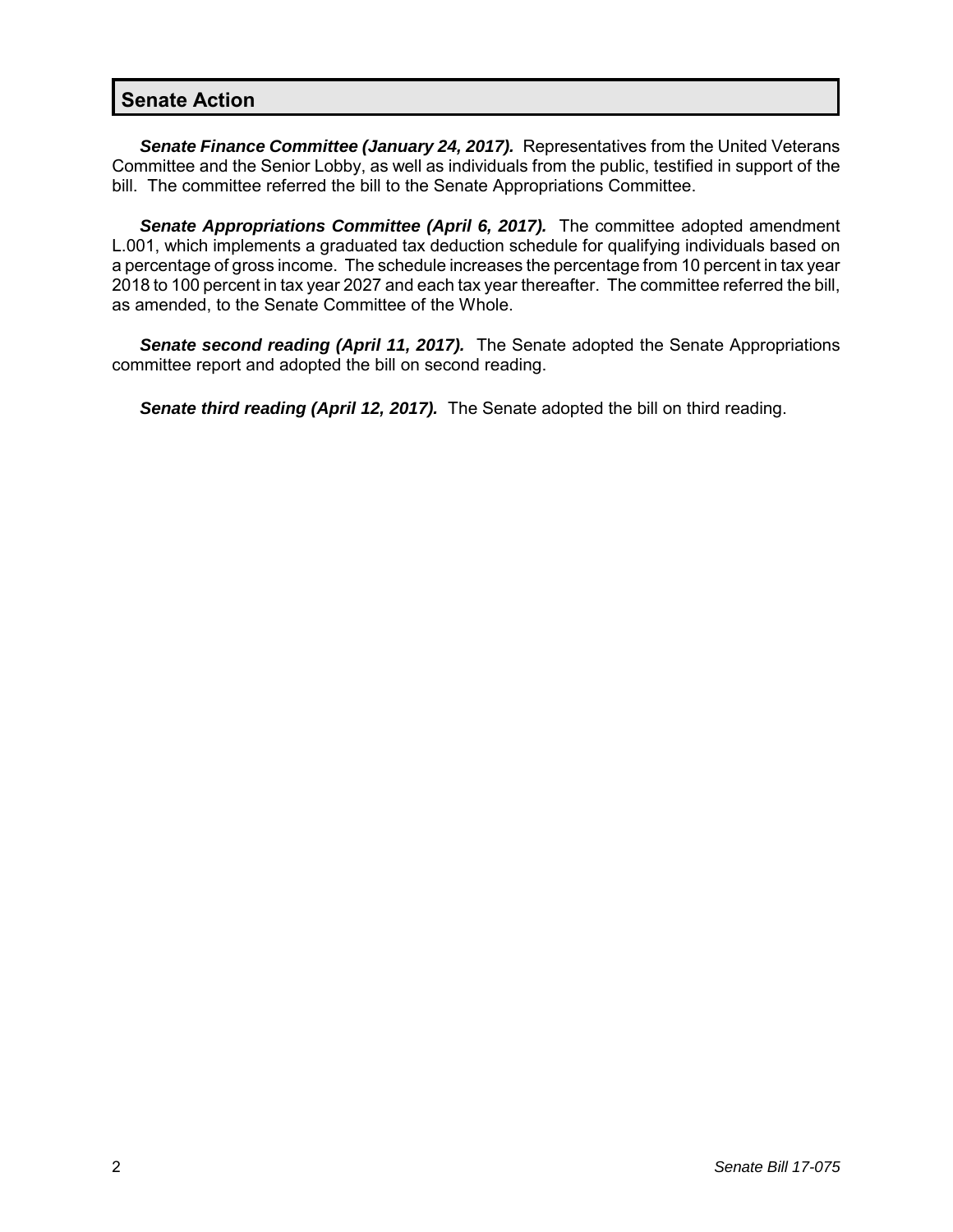## Senate Action

***Senate Finance Committee (January 24, 2017).*** Representatives from the United Veterans Committee and the Senior Lobby, as well as individuals from the public, testified in support of the bill. The committee referred the bill to the Senate Appropriations Committee.

***Senate Appropriations Committee (April 6, 2017).*** The committee adopted amendment L.001, which implements a graduated tax deduction schedule for qualifying individuals based on a percentage of gross income. The schedule increases the percentage from 10 percent in tax year 2018 to 100 percent in tax year 2027 and each tax year thereafter. The committee referred the bill, as amended, to the Senate Committee of the Whole.

***Senate second reading (April 11, 2017).*** The Senate adopted the Senate Appropriations committee report and adopted the bill on second reading.

***Senate third reading (April 12, 2017).*** The Senate adopted the bill on third reading.